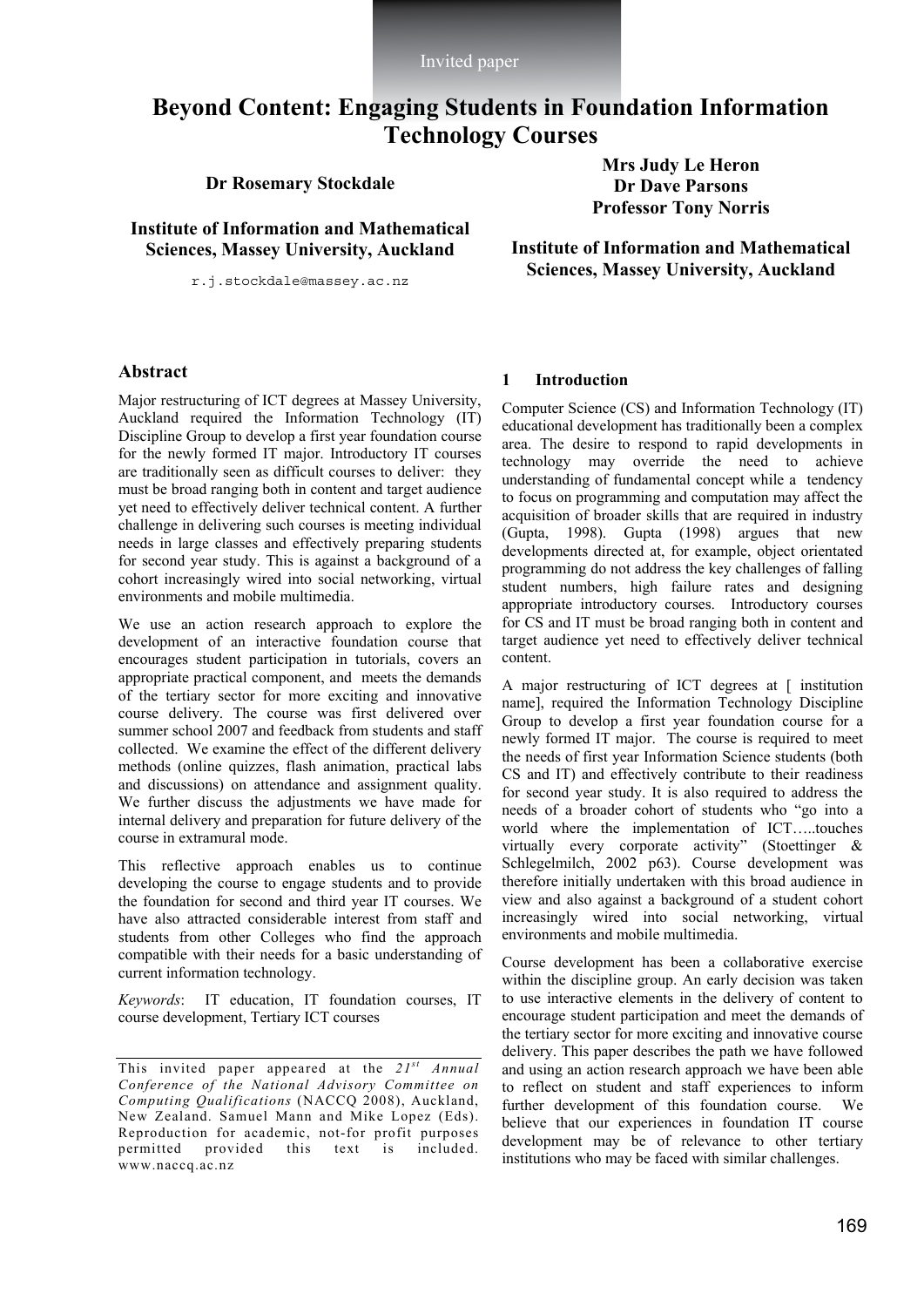Invited paper

# Beyond Content: Engaging Students in Foundation Information Technology Courses

**Dr Rosemary Stockdale**

**Institute of Information and Mathematical Sciences, Massey University, Auckland**

r.j.stockdale@massey.ac.nz

**Mrs Judy Le Heron**
**Dr Dave Parsons**
**Professor Tony Norris**

**Institute of Information and Mathematical Sciences, Massey University, Auckland**

## Abstract

Major restructuring of ICT degrees at Massey University, Auckland required the Information Technology (IT) Discipline Group to develop a first year foundation course for the newly formed IT major. Introductory IT courses are traditionally seen as difficult courses to deliver: they must be broad ranging both in content and target audience yet need to effectively deliver technical content. A further challenge in delivering such courses is meeting individual needs in large classes and effectively preparing students for second year study. This is against a background of a cohort increasingly wired into social networking, virtual environments and mobile multimedia.

We use an action research approach to explore the development of an interactive foundation course that encourages student participation in tutorials, covers an appropriate practical component, and meets the demands of the tertiary sector for more exciting and innovative course delivery. The course was first delivered over summer school 2007 and feedback from students and staff collected. We examine the effect of the different delivery methods (online quizzes, flash animation, practical labs and discussions) on attendance and assignment quality. We further discuss the adjustments we have made for internal delivery and preparation for future delivery of the course in extramural mode.

This reflective approach enables us to continue developing the course to engage students and to provide the foundation for second and third year IT courses. We have also attracted considerable interest from staff and students from other Colleges who find the approach compatible with their needs for a basic understanding of current information technology.

*Keywords*: IT education, IT foundation courses, IT course development, Tertiary ICT courses

*This invited paper appeared at the 21st Annual Conference of the National Advisory Committee on Computing Qualifications* (NACCQ 2008), Auckland, New Zealand. Samuel Mann and Mike Lopez (Eds). Reproduction for academic, not-for profit purposes permitted provided this text is included. www.naccq.ac.nz

## 1 Introduction

Computer Science (CS) and Information Technology (IT) educational development has traditionally been a complex area. The desire to respond to rapid developments in technology may override the need to achieve understanding of fundamental concept while a tendency to focus on programming and computation may affect the acquisition of broader skills that are required in industry (Gupta, 1998). Gupta (1998) argues that new developments directed at, for example, object orientated programming do not address the key challenges of falling student numbers, high failure rates and designing appropriate introductory courses. Introductory courses for CS and IT must be broad ranging both in content and target audience yet need to effectively deliver technical content.

A major restructuring of ICT degrees at [ institution name], required the Information Technology Discipline Group to develop a first year foundation course for a newly formed IT major. The course is required to meet the needs of first year Information Science students (both CS and IT) and effectively contribute to their readiness for second year study. It is also required to address the needs of a broader cohort of students who "go into a world where the implementation of ICT…..touches virtually every corporate activity" (Stoettinger & Schlegelmilch, 2002 p63). Course development was therefore initially undertaken with this broad audience in view and also against a background of a student cohort increasingly wired into social networking, virtual environments and mobile multimedia.

Course development has been a collaborative exercise within the discipline group. An early decision was taken to use interactive elements in the delivery of content to encourage student participation and meet the demands of the tertiary sector for more exciting and innovative course delivery. This paper describes the path we have followed and using an action research approach we have been able to reflect on student and staff experiences to inform further development of this foundation course. We believe that our experiences in foundation IT course development may be of relevance to other tertiary institutions who may be faced with similar challenges.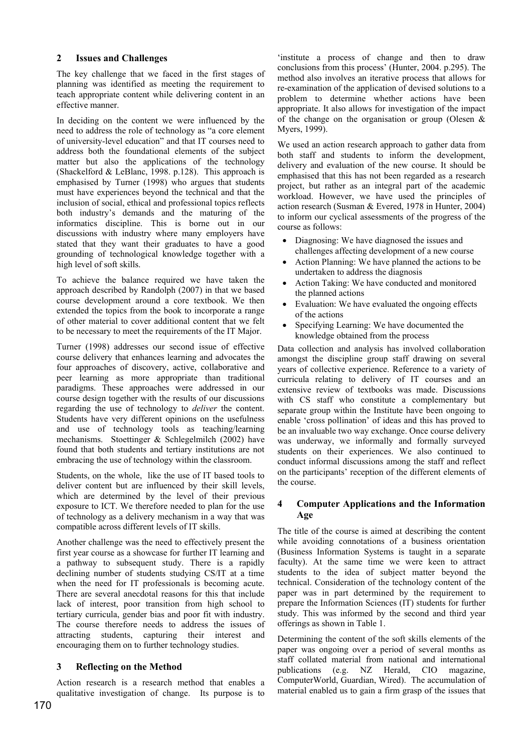## 2 Issues and Challenges

The key challenge that we faced in the first stages of planning was identified as meeting the requirement to teach appropriate content while delivering content in an effective manner.

In deciding on the content we were influenced by the need to address the role of technology as "a core element of university-level education" and that IT courses need to address both the foundational elements of the subject matter but also the applications of the technology (Shackelford & LeBlanc, 1998. p.128). This approach is emphasised by Turner (1998) who argues that students must have experiences beyond the technical and that the inclusion of social, ethical and professional topics reflects both industry's demands and the maturing of the informatics discipline. This is borne out in our discussions with industry where many employers have stated that they want their graduates to have a good grounding of technological knowledge together with a high level of soft skills.

To achieve the balance required we have taken the approach described by Randolph (2007) in that we based course development around a core textbook. We then extended the topics from the book to incorporate a range of other material to cover additional content that we felt to be necessary to meet the requirements of the IT Major.

Turner (1998) addresses our second issue of effective course delivery that enhances learning and advocates the four approaches of discovery, active, collaborative and peer learning as more appropriate than traditional paradigms. These approaches were addressed in our course design together with the results of our discussions regarding the use of technology to *deliver* the content. Students have very different opinions on the usefulness and use of technology tools as teaching/learning mechanisms. Stoettinger & Schlegelmilch (2002) have found that both students and tertiary institutions are not embracing the use of technology within the classroom.

Students, on the whole, like the use of IT based tools to deliver content but are influenced by their skill levels, which are determined by the level of their previous exposure to ICT. We therefore needed to plan for the use of technology as a delivery mechanism in a way that was compatible across different levels of IT skills.

Another challenge was the need to effectively present the first year course as a showcase for further IT learning and a pathway to subsequent study. There is a rapidly declining number of students studying CS/IT at a time when the need for IT professionals is becoming acute. There are several anecdotal reasons for this that include lack of interest, poor transition from high school to tertiary curricula, gender bias and poor fit with industry. The course therefore needs to address the issues of attracting students, capturing their interest and encouraging them on to further technology studies.

## 3 Reflecting on the Method

Action research is a research method that enables a qualitative investigation of change. Its purpose is to 'institute a process of change and then to draw conclusions from this process' (Hunter, 2004. p.295). The method also involves an iterative process that allows for re-examination of the application of devised solutions to a problem to determine whether actions have been appropriate. It also allows for investigation of the impact of the change on the organisation or group (Olesen & Myers, 1999).

We used an action research approach to gather data from both staff and students to inform the development, delivery and evaluation of the new course. It should be emphasised that this has not been regarded as a research project, but rather as an integral part of the academic workload. However, we have used the principles of action research (Susman & Evered, 1978 in Hunter, 2004) to inform our cyclical assessments of the progress of the course as follows:

- Diagnosing: We have diagnosed the issues and challenges affecting development of a new course
- Action Planning: We have planned the actions to be undertaken to address the diagnosis
- Action Taking: We have conducted and monitored the planned actions
- Evaluation: We have evaluated the ongoing effects of the actions
- Specifying Learning: We have documented the knowledge obtained from the process

Data collection and analysis has involved collaboration amongst the discipline group staff drawing on several years of collective experience. Reference to a variety of curricula relating to delivery of IT courses and an extensive review of textbooks was made. Discussions with CS staff who constitute a complementary but separate group within the Institute have been ongoing to enable 'cross pollination' of ideas and this has proved to be an invaluable two way exchange. Once course delivery was underway, we informally and formally surveyed students on their experiences. We also continued to conduct informal discussions among the staff and reflect on the participants' reception of the different elements of the course.

## 4 Computer Applications and the Information Age

The title of the course is aimed at describing the content while avoiding connotations of a business orientation (Business Information Systems is taught in a separate faculty). At the same time we were keen to attract students to the idea of subject matter beyond the technical. Consideration of the technology content of the paper was in part determined by the requirement to prepare the Information Sciences (IT) students for further study. This was informed by the second and third year offerings as shown in Table 1.

Determining the content of the soft skills elements of the paper was ongoing over a period of several months as staff collated material from national and international publications (e.g. NZ Herald, CIO magazine, ComputerWorld, Guardian, Wired). The accumulation of material enabled us to gain a firm grasp of the issues that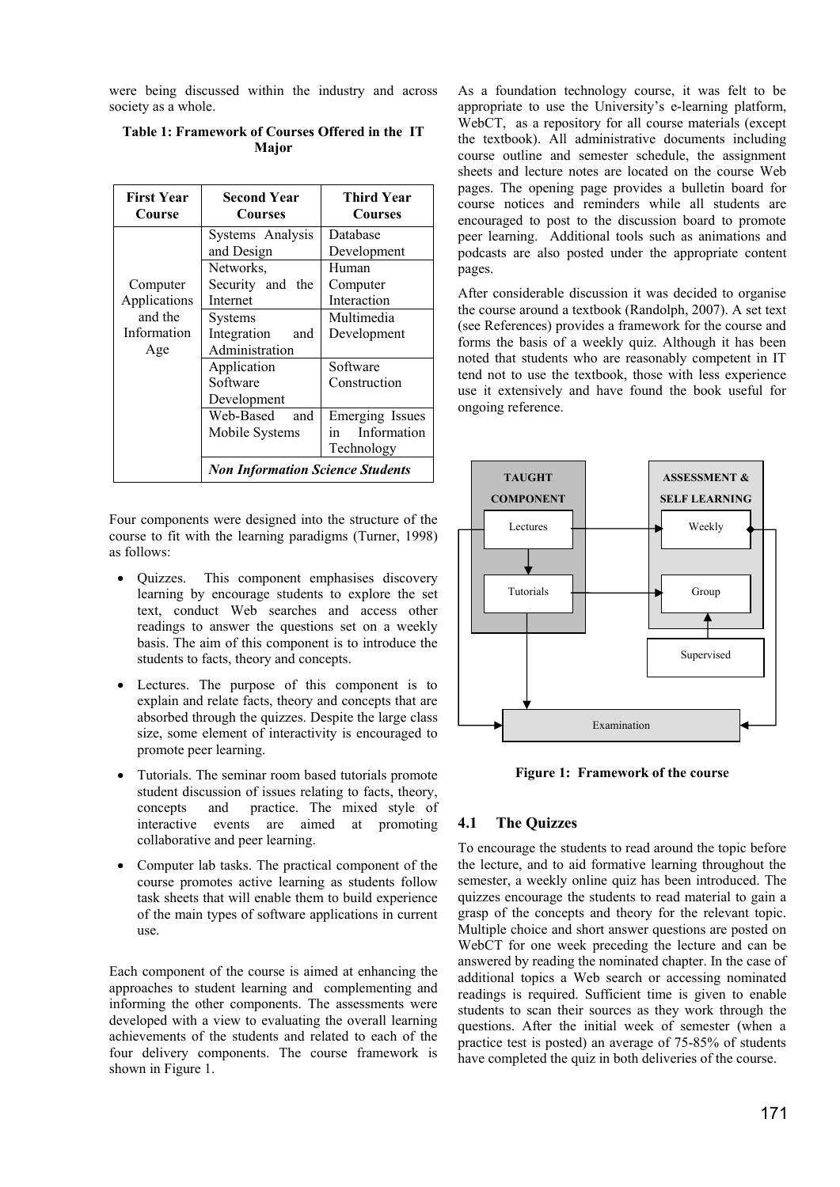were being discussed within the industry and across society as a whole.

**Table 1: Framework of Courses Offered in the IT Major**

| First Year Course | Second Year Courses | Third Year Courses |
|---|---|---|
| Computer Applications and the Information Age | Systems Analysis and Design | Database Development |
| | Networks, Security and the Internet | Human Computer Interaction |
| | Systems Integration and Administration | Multimedia Development |
| | Application Software Development | Software Construction |
| | Web-Based and Mobile Systems | Emerging Issues in Information Technology |
| | ***Non Information Science Students*** | |

Four components were designed into the structure of the course to fit with the learning paradigms (Turner, 1998) as follows:

- Quizzes. This component emphasises discovery learning by encourage students to explore the set text, conduct Web searches and access other readings to answer the questions set on a weekly basis. The aim of this component is to introduce the students to facts, theory and concepts.
- Lectures. The purpose of this component is to explain and relate facts, theory and concepts that are absorbed through the quizzes. Despite the large class size, some element of interactivity is encouraged to promote peer learning.
- Tutorials. The seminar room based tutorials promote student discussion of issues relating to facts, theory, concepts and practice. The mixed style of interactive events are aimed at promoting collaborative and peer learning.
- Computer lab tasks. The practical component of the course promotes active learning as students follow task sheets that will enable them to build experience of the main types of software applications in current use.

Each component of the course is aimed at enhancing the approaches to student learning and complementing and informing the other components. The assessments were developed with a view to evaluating the overall learning achievements of the students and related to each of the four delivery components. The course framework is shown in Figure 1.

As a foundation technology course, it was felt to be appropriate to use the University's e-learning platform, WebCT, as a repository for all course materials (except the textbook). All administrative documents including course outline and semester schedule, the assignment sheets and lecture notes are located on the course Web pages. The opening page provides a bulletin board for course notices and reminders while all students are encouraged to post to the discussion board to promote peer learning. Additional tools such as animations and podcasts are also posted under the appropriate content pages.

After considerable discussion it was decided to organise the course around a textbook (Randolph, 2007). A set text (see References) provides a framework for the course and forms the basis of a weekly quiz. Although it has been noted that students who are reasonably competent in IT tend not to use the textbook, those with less experience use it extensively and have found the book useful for ongoing reference.

| TAUGHT COMPONENT | ASSESSMENT & SELF LEARNING |
|---|---|
| Lectures | Weekly |
| Tutorials | Group |
| | Supervised |
| Examination | |

**Figure 1: Framework of the course**

## 4.1 The Quizzes

To encourage the students to read around the topic before the lecture, and to aid formative learning throughout the semester, a weekly online quiz has been introduced. The quizzes encourage the students to read material to gain a grasp of the concepts and theory for the relevant topic. Multiple choice and short answer questions are posted on WebCT for one week preceding the lecture and can be answered by reading the nominated chapter. In the case of additional topics a Web search or accessing nominated readings is required. Sufficient time is given to enable students to scan their sources as they work through the questions. After the initial week of semester (when a practice test is posted) an average of 75-85% of students have completed the quiz in both deliveries of the course.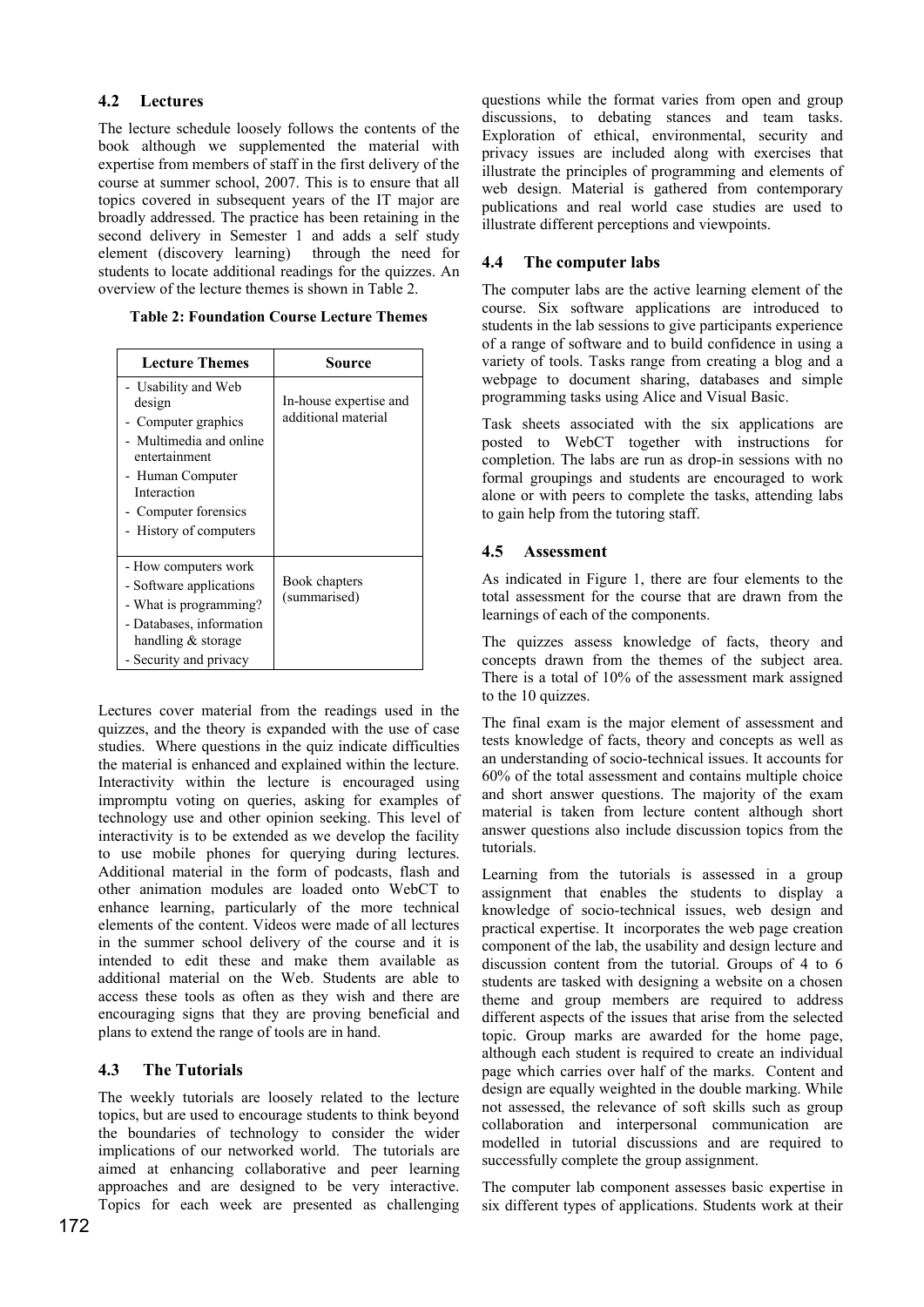### 4.2 Lectures

The lecture schedule loosely follows the contents of the book although we supplemented the material with expertise from members of staff in the first delivery of the course at summer school, 2007. This is to ensure that all topics covered in subsequent years of the IT major are broadly addressed. The practice has been retaining in the second delivery in Semester 1 and adds a self study element (discovery learning) through the need for students to locate additional readings for the quizzes. An overview of the lecture themes is shown in Table 2.

**Table 2: Foundation Course Lecture Themes**

| Lecture Themes | Source |
|---|---|
| - Usability and Web design<br>- Computer graphics<br>- Multimedia and online entertainment<br>- Human Computer Interaction<br>- Computer forensics<br>- History of computers | In-house expertise and additional material |
| - How computers work<br>- Software applications<br>- What is programming?<br>- Databases, information handling & storage<br>- Security and privacy | Book chapters (summarised) |

Lectures cover material from the readings used in the quizzes, and the theory is expanded with the use of case studies. Where questions in the quiz indicate difficulties the material is enhanced and explained within the lecture. Interactivity within the lecture is encouraged using impromptu voting on queries, asking for examples of technology use and other opinion seeking. This level of interactivity is to be extended as we develop the facility to use mobile phones for querying during lectures. Additional material in the form of podcasts, flash and other animation modules are loaded onto WebCT to enhance learning, particularly of the more technical elements of the content. Videos were made of all lectures in the summer school delivery of the course and it is intended to edit these and make them available as additional material on the Web. Students are able to access these tools as often as they wish and there are encouraging signs that they are proving beneficial and plans to extend the range of tools are in hand.

### 4.3 The Tutorials

The weekly tutorials are loosely related to the lecture topics, but are used to encourage students to think beyond the boundaries of technology to consider the wider implications of our networked world. The tutorials are aimed at enhancing collaborative and peer learning approaches and are designed to be very interactive. Topics for each week are presented as challenging questions while the format varies from open and group discussions, to debating stances and team tasks. Exploration of ethical, environmental, security and privacy issues are included along with exercises that illustrate the principles of programming and elements of web design. Material is gathered from contemporary publications and real world case studies are used to illustrate different perceptions and viewpoints.

### 4.4 The computer labs

The computer labs are the active learning element of the course. Six software applications are introduced to students in the lab sessions to give participants experience of a range of software and to build confidence in using a variety of tools. Tasks range from creating a blog and a webpage to document sharing, databases and simple programming tasks using Alice and Visual Basic.

Task sheets associated with the six applications are posted to WebCT together with instructions for completion. The labs are run as drop-in sessions with no formal groupings and students are encouraged to work alone or with peers to complete the tasks, attending labs to gain help from the tutoring staff.

### 4.5 Assessment

As indicated in Figure 1, there are four elements to the total assessment for the course that are drawn from the learnings of each of the components.

The quizzes assess knowledge of facts, theory and concepts drawn from the themes of the subject area. There is a total of 10% of the assessment mark assigned to the 10 quizzes.

The final exam is the major element of assessment and tests knowledge of facts, theory and concepts as well as an understanding of socio-technical issues. It accounts for 60% of the total assessment and contains multiple choice and short answer questions. The majority of the exam material is taken from lecture content although short answer questions also include discussion topics from the tutorials.

Learning from the tutorials is assessed in a group assignment that enables the students to display a knowledge of socio-technical issues, web design and practical expertise. It incorporates the web page creation component of the lab, the usability and design lecture and discussion content from the tutorial. Groups of 4 to 6 students are tasked with designing a website on a chosen theme and group members are required to address different aspects of the issues that arise from the selected topic. Group marks are awarded for the home page, although each student is required to create an individual page which carries over half of the marks. Content and design are equally weighted in the double marking. While not assessed, the relevance of soft skills such as group collaboration and interpersonal communication are modelled in tutorial discussions and are required to successfully complete the group assignment.

The computer lab component assesses basic expertise in six different types of applications. Students work at their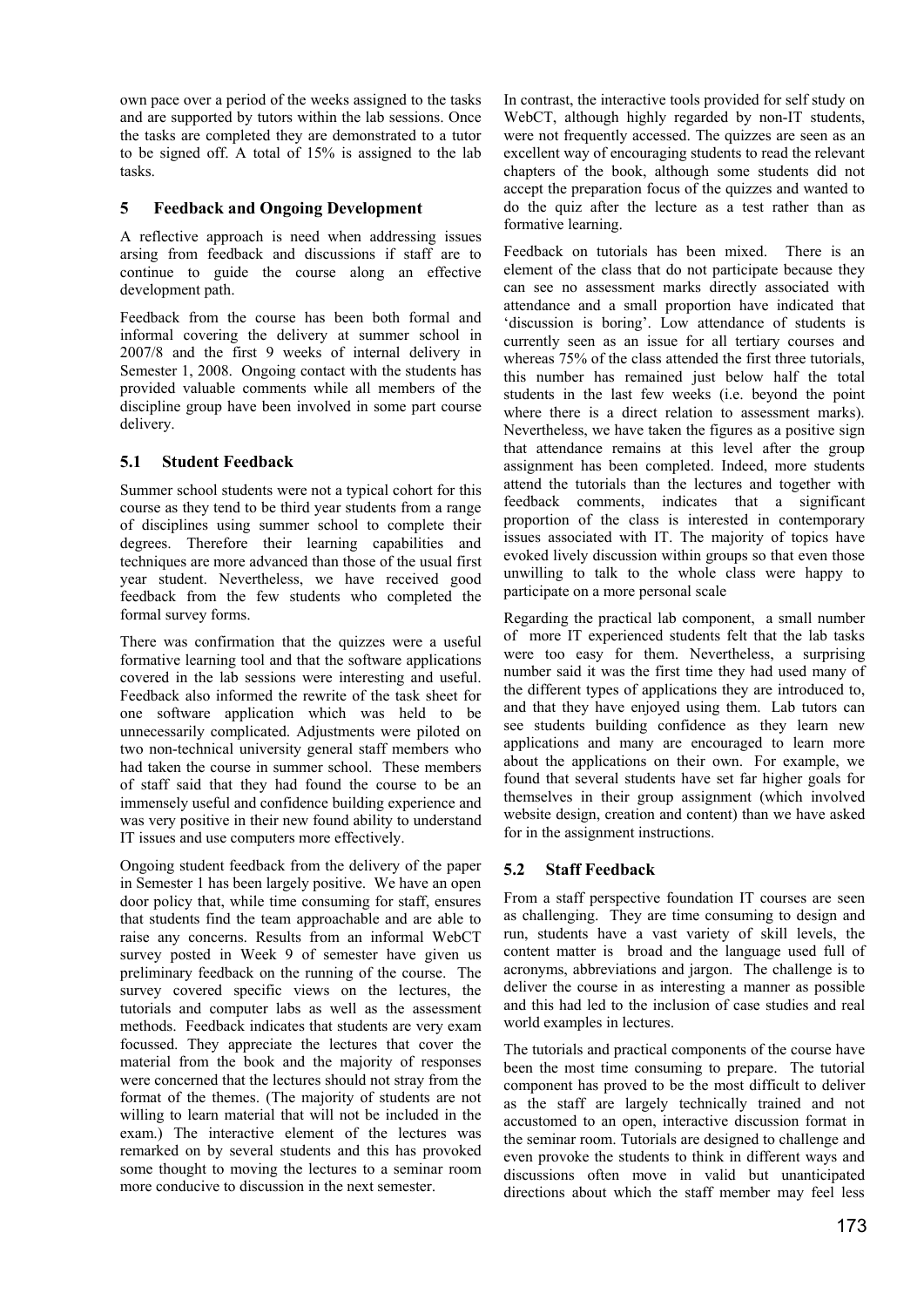own pace over a period of the weeks assigned to the tasks and are supported by tutors within the lab sessions. Once the tasks are completed they are demonstrated to a tutor to be signed off. A total of 15% is assigned to the lab tasks.

## 5 Feedback and Ongoing Development

A reflective approach is need when addressing issues arsing from feedback and discussions if staff are to continue to guide the course along an effective development path.

Feedback from the course has been both formal and informal covering the delivery at summer school in 2007/8 and the first 9 weeks of internal delivery in Semester 1, 2008. Ongoing contact with the students has provided valuable comments while all members of the discipline group have been involved in some part course delivery.

### 5.1 Student Feedback

Summer school students were not a typical cohort for this course as they tend to be third year students from a range of disciplines using summer school to complete their degrees. Therefore their learning capabilities and techniques are more advanced than those of the usual first year student. Nevertheless, we have received good feedback from the few students who completed the formal survey forms.

There was confirmation that the quizzes were a useful formative learning tool and that the software applications covered in the lab sessions were interesting and useful. Feedback also informed the rewrite of the task sheet for one software application which was held to be unnecessarily complicated. Adjustments were piloted on two non-technical university general staff members who had taken the course in summer school. These members of staff said that they had found the course to be an immensely useful and confidence building experience and was very positive in their new found ability to understand IT issues and use computers more effectively.

Ongoing student feedback from the delivery of the paper in Semester 1 has been largely positive. We have an open door policy that, while time consuming for staff, ensures that students find the team approachable and are able to raise any concerns. Results from an informal WebCT survey posted in Week 9 of semester have given us preliminary feedback on the running of the course. The survey covered specific views on the lectures, the tutorials and computer labs as well as the assessment methods. Feedback indicates that students are very exam focussed. They appreciate the lectures that cover the material from the book and the majority of responses were concerned that the lectures should not stray from the format of the themes. (The majority of students are not willing to learn material that will not be included in the exam.) The interactive element of the lectures was remarked on by several students and this has provoked some thought to moving the lectures to a seminar room more conducive to discussion in the next semester.

In contrast, the interactive tools provided for self study on WebCT, although highly regarded by non-IT students, were not frequently accessed. The quizzes are seen as an excellent way of encouraging students to read the relevant chapters of the book, although some students did not accept the preparation focus of the quizzes and wanted to do the quiz after the lecture as a test rather than as formative learning.

Feedback on tutorials has been mixed. There is an element of the class that do not participate because they can see no assessment marks directly associated with attendance and a small proportion have indicated that 'discussion is boring'. Low attendance of students is currently seen as an issue for all tertiary courses and whereas 75% of the class attended the first three tutorials, this number has remained just below half the total students in the last few weeks (i.e. beyond the point where there is a direct relation to assessment marks). Nevertheless, we have taken the figures as a positive sign that attendance remains at this level after the group assignment has been completed. Indeed, more students attend the tutorials than the lectures and together with feedback comments, indicates that a significant proportion of the class is interested in contemporary issues associated with IT. The majority of topics have evoked lively discussion within groups so that even those unwilling to talk to the whole class were happy to participate on a more personal scale

Regarding the practical lab component, a small number of more IT experienced students felt that the lab tasks were too easy for them. Nevertheless, a surprising number said it was the first time they had used many of the different types of applications they are introduced to, and that they have enjoyed using them. Lab tutors can see students building confidence as they learn new applications and many are encouraged to learn more about the applications on their own. For example, we found that several students have set far higher goals for themselves in their group assignment (which involved website design, creation and content) than we have asked for in the assignment instructions.

### 5.2 Staff Feedback

From a staff perspective foundation IT courses are seen as challenging. They are time consuming to design and run, students have a vast variety of skill levels, the content matter is broad and the language used full of acronyms, abbreviations and jargon. The challenge is to deliver the course in as interesting a manner as possible and this had led to the inclusion of case studies and real world examples in lectures.

The tutorials and practical components of the course have been the most time consuming to prepare. The tutorial component has proved to be the most difficult to deliver as the staff are largely technically trained and not accustomed to an open, interactive discussion format in the seminar room. Tutorials are designed to challenge and even provoke the students to think in different ways and discussions often move in valid but unanticipated directions about which the staff member may feel less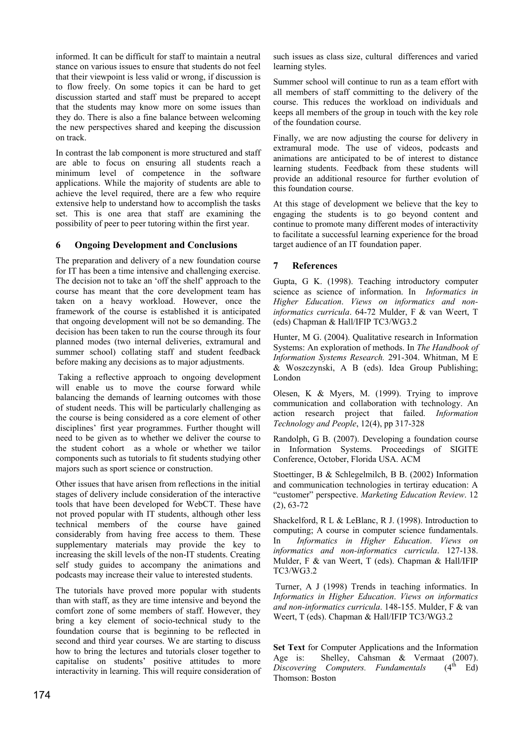informed. It can be difficult for staff to maintain a neutral stance on various issues to ensure that students do not feel that their viewpoint is less valid or wrong, if discussion is to flow freely. On some topics it can be hard to get discussion started and staff must be prepared to accept that the students may know more on some issues than they do. There is also a fine balance between welcoming the new perspectives shared and keeping the discussion on track.

In contrast the lab component is more structured and staff are able to focus on ensuring all students reach a minimum level of competence in the software applications. While the majority of students are able to achieve the level required, there are a few who require extensive help to understand how to accomplish the tasks set. This is one area that staff are examining the possibility of peer to peer tutoring within the first year.

## 6 Ongoing Development and Conclusions

The preparation and delivery of a new foundation course for IT has been a time intensive and challenging exercise. The decision not to take an 'off the shelf' approach to the course has meant that the core development team has taken on a heavy workload. However, once the framework of the course is established it is anticipated that ongoing development will not be so demanding. The decision has been taken to run the course through its four planned modes (two internal deliveries, extramural and summer school) collating staff and student feedback before making any decisions as to major adjustments.

Taking a reflective approach to ongoing development will enable us to move the course forward while balancing the demands of learning outcomes with those of student needs. This will be particularly challenging as the course is being considered as a core element of other disciplines' first year programmes. Further thought will need to be given as to whether we deliver the course to the student cohort as a whole or whether we tailor components such as tutorials to fit students studying other majors such as sport science or construction.

Other issues that have arisen from reflections in the initial stages of delivery include consideration of the interactive tools that have been developed for WebCT. These have not proved popular with IT students, although other less technical members of the course have gained considerably from having free access to them. These supplementary materials may provide the key to increasing the skill levels of the non-IT students. Creating self study guides to accompany the animations and podcasts may increase their value to interested students.

The tutorials have proved more popular with students than with staff, as they are time intensive and beyond the comfort zone of some members of staff. However, they bring a key element of socio-technical study to the foundation course that is beginning to be reflected in second and third year courses. We are starting to discuss how to bring the lectures and tutorials closer together to capitalise on students' positive attitudes to more interactivity in learning. This will require consideration of such issues as class size, cultural differences and varied learning styles.

Summer school will continue to run as a team effort with all members of staff committing to the delivery of the course. This reduces the workload on individuals and keeps all members of the group in touch with the key role of the foundation course.

Finally, we are now adjusting the course for delivery in extramural mode. The use of videos, podcasts and animations are anticipated to be of interest to distance learning students. Feedback from these students will provide an additional resource for further evolution of this foundation course.

At this stage of development we believe that the key to engaging the students is to go beyond content and continue to promote many different modes of interactivity to facilitate a successful learning experience for the broad target audience of an IT foundation paper.

## 7 References

Gupta, G K. (1998). Teaching introductory computer science as science of information. In *Informatics in Higher Education. Views on informatics and non-informatics curricula*. 64-72 Mulder, F & van Weert, T (eds) Chapman & Hall/IFIP TC3/WG3.2

Hunter, M G. (2004). Qualitative research in Information Systems: An exploration of methods. In *The Handbook of Information Systems Research.* 291-304. Whitman, M E & Woszczynski, A B (eds). Idea Group Publishing; London

Olesen, K & Myers, M. (1999). Trying to improve communication and collaboration with technology. An action research project that failed. *Information Technology and People*, 12(4), pp 317-328

Randolph, G B. (2007). Developing a foundation course in Information Systems. Proceedings of SIGITE Conference, October, Florida USA. ACM

Stoettinger, B & Schlegelmilch, B B. (2002) Information and communication technologies in tertiray education: A "customer" perspective. *Marketing Education Review*. 12 (2), 63-72

Shackelford, R L & LeBlanc, R J. (1998). Introduction to computing; A course in computer science fundamentals. In *Informatics in Higher Education*. *Views on informatics and non-informatics curricula*. 127-138. Mulder, F & van Weert, T (eds). Chapman & Hall/IFIP TC3/WG3.2

Turner, A J (1998) Trends in teaching informatics. In *Informatics in Higher Education*. *Views on informatics and non-informatics curricula*. 148-155. Mulder, F & van Weert, T (eds). Chapman & Hall/IFIP TC3/WG3.2

**Set Text** for Computer Applications and the Information Age is: Shelley, Cahsman & Vermaat (2007). *Discovering Computers. Fundamentals* (4th Ed) Thomson: Boston